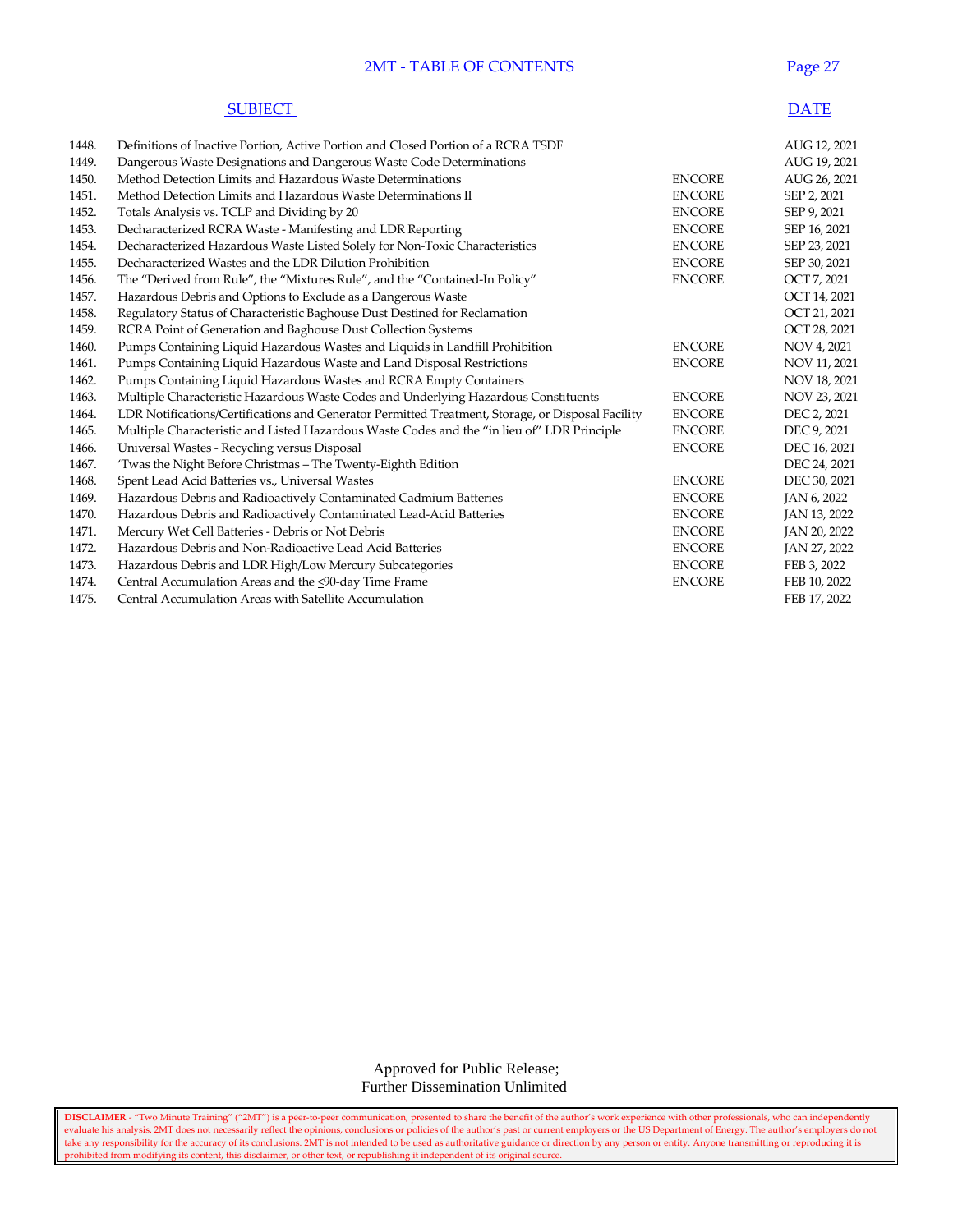# 2MT - TABLE OF CONTENTS

| | SUBJECT | | DATE |
|---|---|---|---|
| 1448. | Definitions of Inactive Portion, Active Portion and Closed Portion of a RCRA TSDF | | AUG 12, 2021 |
| 1449. | Dangerous Waste Designations and Dangerous Waste Code Determinations | | AUG 19, 2021 |
| 1450. | Method Detection Limits and Hazardous Waste Determinations | ENCORE | AUG 26, 2021 |
| 1451. | Method Detection Limits and Hazardous Waste Determinations II | ENCORE | SEP 2, 2021 |
| 1452. | Totals Analysis vs. TCLP and Dividing by 20 | ENCORE | SEP 9, 2021 |
| 1453. | Decharacterized RCRA Waste - Manifesting and LDR Reporting | ENCORE | SEP 16, 2021 |
| 1454. | Decharacterized Hazardous Waste Listed Solely for Non-Toxic Characteristics | ENCORE | SEP 23, 2021 |
| 1455. | Decharacterized Wastes and the LDR Dilution Prohibition | ENCORE | SEP 30, 2021 |
| 1456. | The "Derived from Rule", the "Mixtures Rule", and the "Contained-In Policy" | ENCORE | OCT 7, 2021 |
| 1457. | Hazardous Debris and Options to Exclude as a Dangerous Waste | | OCT 14, 2021 |
| 1458. | Regulatory Status of Characteristic Baghouse Dust Destined for Reclamation | | OCT 21, 2021 |
| 1459. | RCRA Point of Generation and Baghouse Dust Collection Systems | | OCT 28, 2021 |
| 1460. | Pumps Containing Liquid Hazardous Wastes and Liquids in Landfill Prohibition | ENCORE | NOV 4, 2021 |
| 1461. | Pumps Containing Liquid Hazardous Waste and Land Disposal Restrictions | ENCORE | NOV 11, 2021 |
| 1462. | Pumps Containing Liquid Hazardous Wastes and RCRA Empty Containers | | NOV 18, 2021 |
| 1463. | Multiple Characteristic Hazardous Waste Codes and Underlying Hazardous Constituents | ENCORE | NOV 23, 2021 |
| 1464. | LDR Notifications/Certifications and Generator Permitted Treatment, Storage, or Disposal Facility | ENCORE | DEC 2, 2021 |
| 1465. | Multiple Characteristic and Listed Hazardous Waste Codes and the "in lieu of" LDR Principle | ENCORE | DEC 9, 2021 |
| 1466. | Universal Wastes - Recycling versus Disposal | ENCORE | DEC 16, 2021 |
| 1467. | 'Twas the Night Before Christmas – The Twenty-Eighth Edition | | DEC 24, 2021 |
| 1468. | Spent Lead Acid Batteries vs., Universal Wastes | ENCORE | DEC 30, 2021 |
| 1469. | Hazardous Debris and Radioactively Contaminated Cadmium Batteries | ENCORE | JAN 6, 2022 |
| 1470. | Hazardous Debris and Radioactively Contaminated Lead-Acid Batteries | ENCORE | JAN 13, 2022 |
| 1471. | Mercury Wet Cell Batteries - Debris or Not Debris | ENCORE | JAN 20, 2022 |
| 1472. | Hazardous Debris and Non-Radioactive Lead Acid Batteries | ENCORE | JAN 27, 2022 |
| 1473. | Hazardous Debris and LDR High/Low Mercury Subcategories | ENCORE | FEB 3, 2022 |
| 1474. | Central Accumulation Areas and the ≤90-day Time Frame | ENCORE | FEB 10, 2022 |
| 1475. | Central Accumulation Areas with Satellite Accumulation | | FEB 17, 2022 |

Approved for Public Release;
Further Dissemination Unlimited

**DISCLAIMER** - "Two Minute Training" ("2MT") is a peer-to-peer communication, presented to share the benefit of the author's work experience with other professionals, who can independently evaluate his analysis. 2MT does not necessarily reflect the opinions, conclusions or policies of the author's past or current employers or the US Department of Energy. The author's employers do not take any responsibility for the accuracy of its conclusions. 2MT is not intended to be used as authoritative guidance or direction by any person or entity. Anyone transmitting or reproducing it is prohibited from modifying its content, this disclaimer, or other text, or republishing it independent of its original source.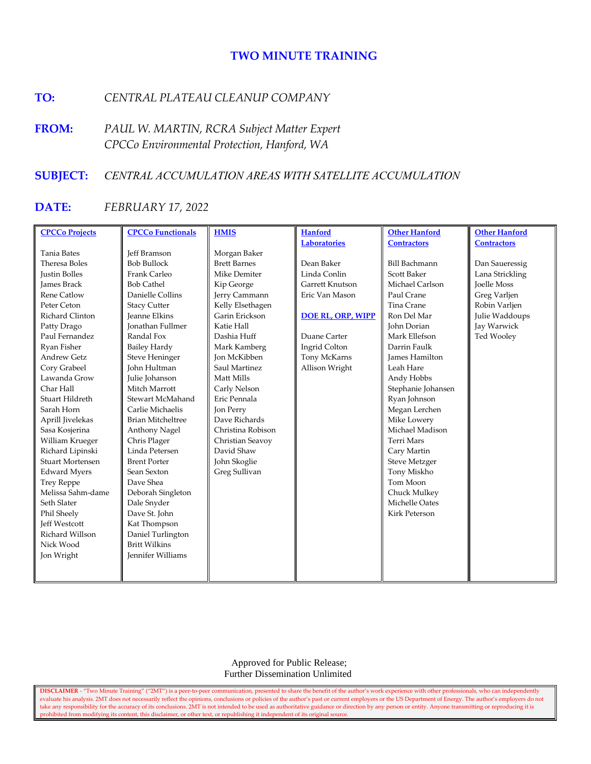## TWO MINUTE TRAINING

**TO:** *CENTRAL PLATEAU CLEANUP COMPANY*

**FROM:** *PAUL W. MARTIN, RCRA Subject Matter Expert*
*CPCCo Environmental Protection, Hanford, WA*

**SUBJECT:** *CENTRAL ACCUMULATION AREAS WITH SATELLITE ACCUMULATION*

**DATE:** *FEBRUARY 17, 2022*

| CPCCo Projects | CPCCo Functionals | HMIS | Hanford Laboratories | Other Hanford Contractors | Other Hanford Contractors |
|---|---|---|---|---|---|
| Tania Bates | Jeff Bramson | Morgan Baker | Dean Baker | Bill Bachmann | Dan Saueressig |
| Theresa Boles | Bob Bullock | Brett Barnes | Linda Conlin | Scott Baker | Lana Strickling |
| Justin Bolles | Frank Carleo | Mike Demiter | Garrett Knutson | Michael Carlson | Joelle Moss |
| James Brack | Bob Cathel | Kip George | Eric Van Mason | Paul Crane | Greg Varljen |
| Rene Catlow | Danielle Collins | Jerry Cammann | | Tina Crane | Robin Varljen |
| Peter Ceton | Stacy Cutter | Kelly Elsethagen | **DOE RL, ORP, WIPP** | Ron Del Mar | Julie Waddoups |
| Richard Clinton | Jeanne Elkins | Garin Erickson | | John Dorian | Jay Warwick |
| Patty Drago | Jonathan Fullmer | Katie Hall | Duane Carter | Mark Ellefson | Ted Wooley |
| Paul Fernandez | Randal Fox | Dashia Huff | Ingrid Colton | Darrin Faulk | |
| Ryan Fisher | Bailey Hardy | Mark Kamberg | Tony McKarns | James Hamilton | |
| Andrew Getz | Steve Heninger | Jon McKibben | Allison Wright | Leah Hare | |
| Cory Grabeel | John Hultman | Saul Martinez | | Andy Hobbs | |
| Lawanda Grow | Julie Johanson | Matt Mills | | Stephanie Johansen | |
| Char Hall | Mitch Marrott | Carly Nelson | | Ryan Johnson | |
| Stuart Hildreth | Stewart McMahand | Eric Pennala | | Megan Lerchen | |
| Sarah Horn | Carlie Michaelis | Jon Perry | | Mike Lowery | |
| Aprill Jivelekas | Brian Mitcheltree | Dave Richards | | Michael Madison | |
| Sasa Kosjerina | Anthony Nagel | Christina Robison | | Terri Mars | |
| William Krueger | Chris Plager | Christian Seavoy | | Cary Martin | |
| Richard Lipinski | Linda Petersen | David Shaw | | Steve Metzger | |
| Stuart Mortensen | Brent Porter | John Skoglie | | Tony Miskho | |
| Edward Myers | Sean Sexton | Greg Sullivan | | Tom Moon | |
| Trey Reppe | Dave Shea | | | Chuck Mulkey | |
| Melissa Sahm-dame | Deborah Singleton | | | Michelle Oates | |
| Seth Slater | Dale Snyder | | | Kirk Peterson | |
| Phil Sheely | Dave St. John | | | | |
| Jeff Westcott | Kat Thompson | | | | |
| Richard Willson | Daniel Turlington | | | | |
| Nick Wood | Britt Wilkins | | | | |
| Jon Wright | Jennifer Williams | | | | |

Approved for Public Release;
Further Dissemination Unlimited

**DISCLAIMER** - "Two Minute Training" ("2MT") is a peer-to-peer communication, presented to share the benefit of the author's work experience with other professionals, who can independently evaluate his analysis. 2MT does not necessarily reflect the opinions, conclusions or policies of the author's past or current employers or the US Department of Energy. The author's employers do not take any responsibility for the accuracy of its conclusions. 2MT is not intended to be used as authoritative guidance or direction by any person or entity. Anyone transmitting or reproducing it is prohibited from modifying its content, this disclaimer, or other text, or republishing it independent of its original source.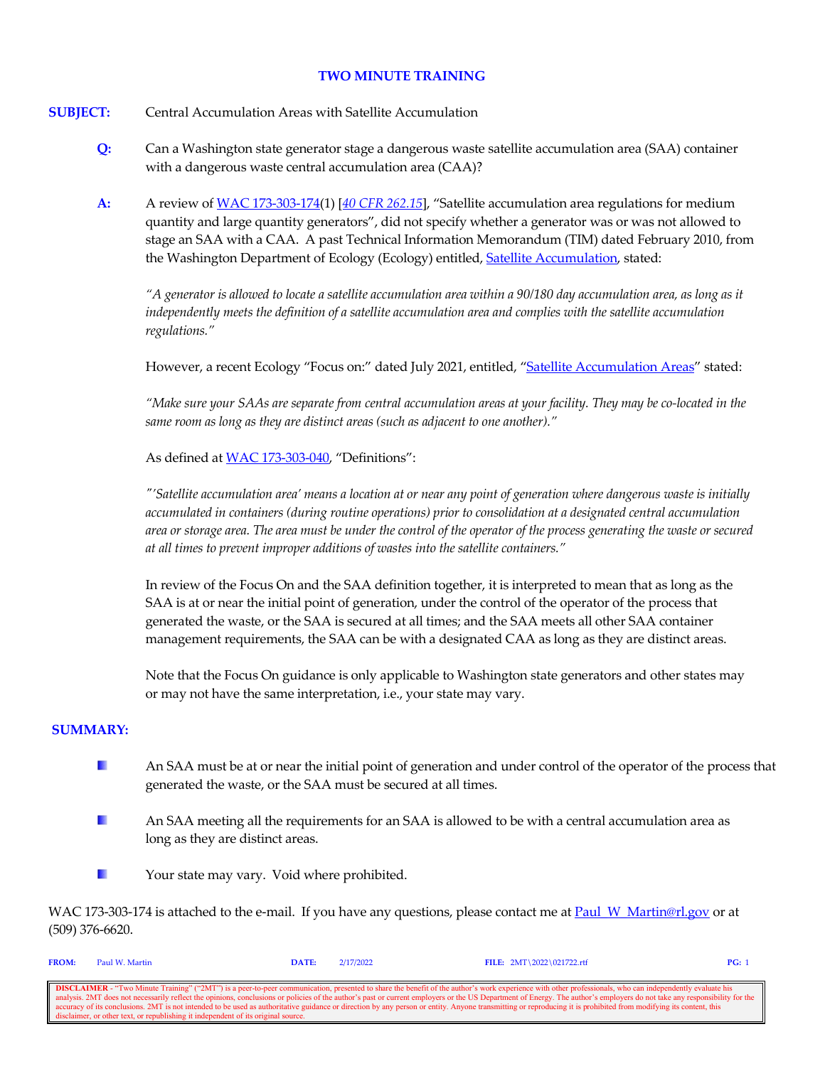# TWO MINUTE TRAINING

**SUBJECT:** Central Accumulation Areas with Satellite Accumulation

**Q:** Can a Washington state generator stage a dangerous waste satellite accumulation area (SAA) container with a dangerous waste central accumulation area (CAA)?

**A:** A review of WAC 173-303-174(1) [*40 CFR 262.15*], "Satellite accumulation area regulations for medium quantity and large quantity generators", did not specify whether a generator was or was not allowed to stage an SAA with a CAA. A past Technical Information Memorandum (TIM) dated February 2010, from the Washington Department of Ecology (Ecology) entitled, Satellite Accumulation, stated:

*"A generator is allowed to locate a satellite accumulation area within a 90/180 day accumulation area, as long as it independently meets the definition of a satellite accumulation area and complies with the satellite accumulation regulations."*

However, a recent Ecology "Focus on:" dated July 2021, entitled, "Satellite Accumulation Areas" stated:

*"Make sure your SAAs are separate from central accumulation areas at your facility. They may be co-located in the same room as long as they are distinct areas (such as adjacent to one another)."*

As defined at WAC 173-303-040, "Definitions":

*"'Satellite accumulation area' means a location at or near any point of generation where dangerous waste is initially accumulated in containers (during routine operations) prior to consolidation at a designated central accumulation area or storage area. The area must be under the control of the operator of the process generating the waste or secured at all times to prevent improper additions of wastes into the satellite containers."*

In review of the Focus On and the SAA definition together, it is interpreted to mean that as long as the SAA is at or near the initial point of generation, under the control of the operator of the process that generated the waste, or the SAA is secured at all times; and the SAA meets all other SAA container management requirements, the SAA can be with a designated CAA as long as they are distinct areas.

Note that the Focus On guidance is only applicable to Washington state generators and other states may or may not have the same interpretation, i.e., your state may vary.

**SUMMARY:**

- An SAA must be at or near the initial point of generation and under control of the operator of the process that generated the waste, or the SAA must be secured at all times.
- An SAA meeting all the requirements for an SAA is allowed to be with a central accumulation area as long as they are distinct areas.
- Your state may vary. Void where prohibited.

WAC 173-303-174 is attached to the e-mail. If you have any questions, please contact me at Paul_W_Martin@rl.gov or at (509) 376-6620.

**FROM:** Paul W. Martin **DATE:** 2/17/2022 **FILE:** 2MT\2022\021722.rtf

**DISCLAIMER** - "Two Minute Training" ("2MT") is a peer-to-peer communication, presented to share the benefit of the author's work experience with other professionals, who can independently evaluate his analysis. 2MT does not necessarily reflect the opinions, conclusions or policies of the author's past or current employers or the US Department of Energy. The author's employers do not take any responsibility for the accuracy of its conclusions. 2MT is not intended to be used as authoritative guidance or direction by any person or entity. Anyone transmitting or reproducing it is prohibited from modifying its content, this disclaimer, or other text, or republishing it independent of its original source.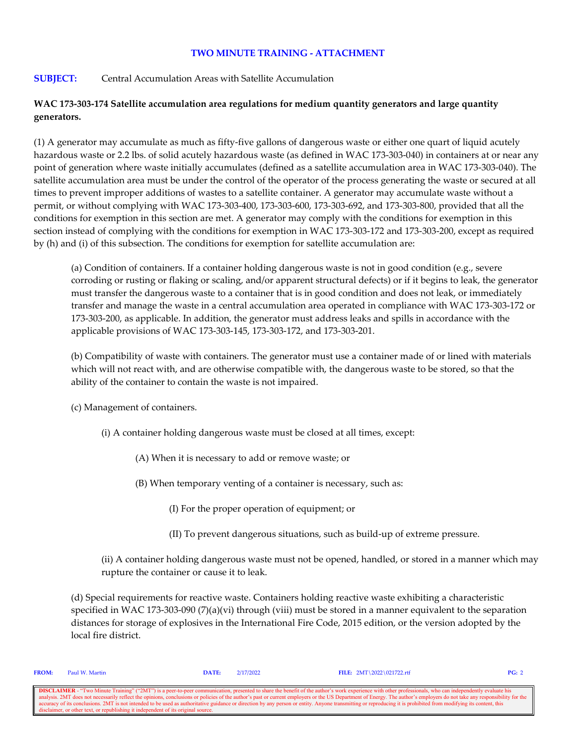# TWO MINUTE TRAINING - ATTACHMENT

**SUBJECT:** Central Accumulation Areas with Satellite Accumulation

**WAC 173-303-174 Satellite accumulation area regulations for medium quantity generators and large quantity generators.**

(1) A generator may accumulate as much as fifty-five gallons of dangerous waste or either one quart of liquid acutely hazardous waste or 2.2 lbs. of solid acutely hazardous waste (as defined in WAC 173-303-040) in containers at or near any point of generation where waste initially accumulates (defined as a satellite accumulation area in WAC 173-303-040). The satellite accumulation area must be under the control of the operator of the process generating the waste or secured at all times to prevent improper additions of wastes to a satellite container. A generator may accumulate waste without a permit, or without complying with WAC 173-303-400, 173-303-600, 173-303-692, and 173-303-800, provided that all the conditions for exemption in this section are met. A generator may comply with the conditions for exemption in this section instead of complying with the conditions for exemption in WAC 173-303-172 and 173-303-200, except as required by (h) and (i) of this subsection. The conditions for exemption for satellite accumulation are:

(a) Condition of containers. If a container holding dangerous waste is not in good condition (e.g., severe corroding or rusting or flaking or scaling, and/or apparent structural defects) or if it begins to leak, the generator must transfer the dangerous waste to a container that is in good condition and does not leak, or immediately transfer and manage the waste in a central accumulation area operated in compliance with WAC 173-303-172 or 173-303-200, as applicable. In addition, the generator must address leaks and spills in accordance with the applicable provisions of WAC 173-303-145, 173-303-172, and 173-303-201.

(b) Compatibility of waste with containers. The generator must use a container made of or lined with materials which will not react with, and are otherwise compatible with, the dangerous waste to be stored, so that the ability of the container to contain the waste is not impaired.

(c) Management of containers.

(i) A container holding dangerous waste must be closed at all times, except:

(A) When it is necessary to add or remove waste; or

(B) When temporary venting of a container is necessary, such as:

(I) For the proper operation of equipment; or

(II) To prevent dangerous situations, such as build-up of extreme pressure.

(ii) A container holding dangerous waste must not be opened, handled, or stored in a manner which may rupture the container or cause it to leak.

(d) Special requirements for reactive waste. Containers holding reactive waste exhibiting a characteristic specified in WAC 173-303-090 (7)(a)(vi) through (viii) must be stored in a manner equivalent to the separation distances for storage of explosives in the International Fire Code, 2015 edition, or the version adopted by the local fire district.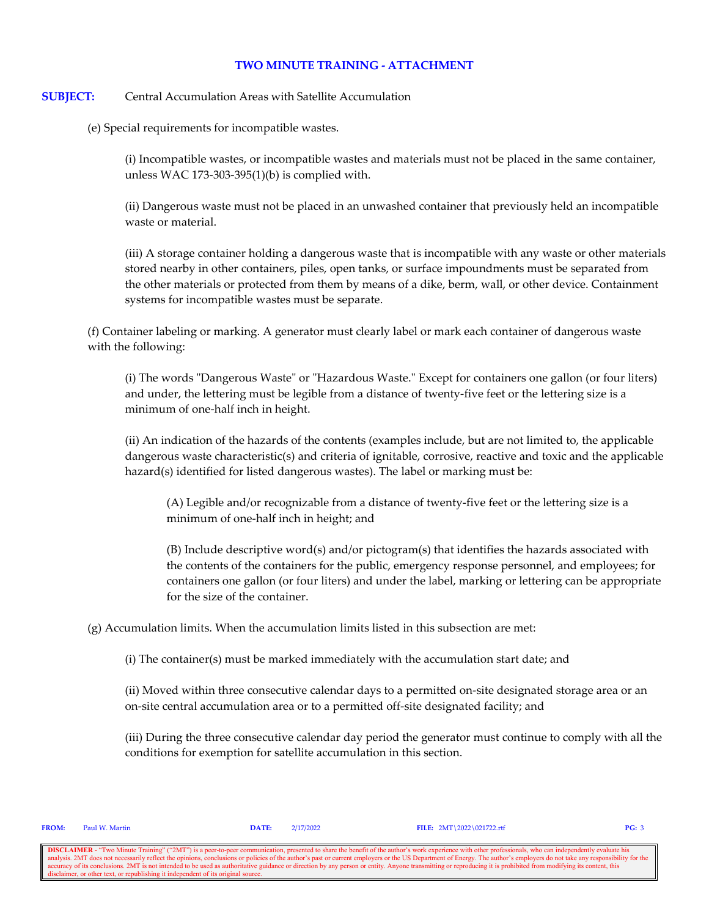**TWO MINUTE TRAINING - ATTACHMENT**

**SUBJECT:** Central Accumulation Areas with Satellite Accumulation

(e) Special requirements for incompatible wastes.

(i) Incompatible wastes, or incompatible wastes and materials must not be placed in the same container, unless WAC 173-303-395(1)(b) is complied with.

(ii) Dangerous waste must not be placed in an unwashed container that previously held an incompatible waste or material.

(iii) A storage container holding a dangerous waste that is incompatible with any waste or other materials stored nearby in other containers, piles, open tanks, or surface impoundments must be separated from the other materials or protected from them by means of a dike, berm, wall, or other device. Containment systems for incompatible wastes must be separate.

(f) Container labeling or marking. A generator must clearly label or mark each container of dangerous waste with the following:

(i) The words "Dangerous Waste" or "Hazardous Waste." Except for containers one gallon (or four liters) and under, the lettering must be legible from a distance of twenty-five feet or the lettering size is a minimum of one-half inch in height.

(ii) An indication of the hazards of the contents (examples include, but are not limited to, the applicable dangerous waste characteristic(s) and criteria of ignitable, corrosive, reactive and toxic and the applicable hazard(s) identified for listed dangerous wastes). The label or marking must be:

(A) Legible and/or recognizable from a distance of twenty-five feet or the lettering size is a minimum of one-half inch in height; and

(B) Include descriptive word(s) and/or pictogram(s) that identifies the hazards associated with the contents of the containers for the public, emergency response personnel, and employees; for containers one gallon (or four liters) and under the label, marking or lettering can be appropriate for the size of the container.

(g) Accumulation limits. When the accumulation limits listed in this subsection are met:

(i) The container(s) must be marked immediately with the accumulation start date; and

(ii) Moved within three consecutive calendar days to a permitted on-site designated storage area or an on-site central accumulation area or to a permitted off-site designated facility; and

(iii) During the three consecutive calendar day period the generator must continue to comply with all the conditions for exemption for satellite accumulation in this section.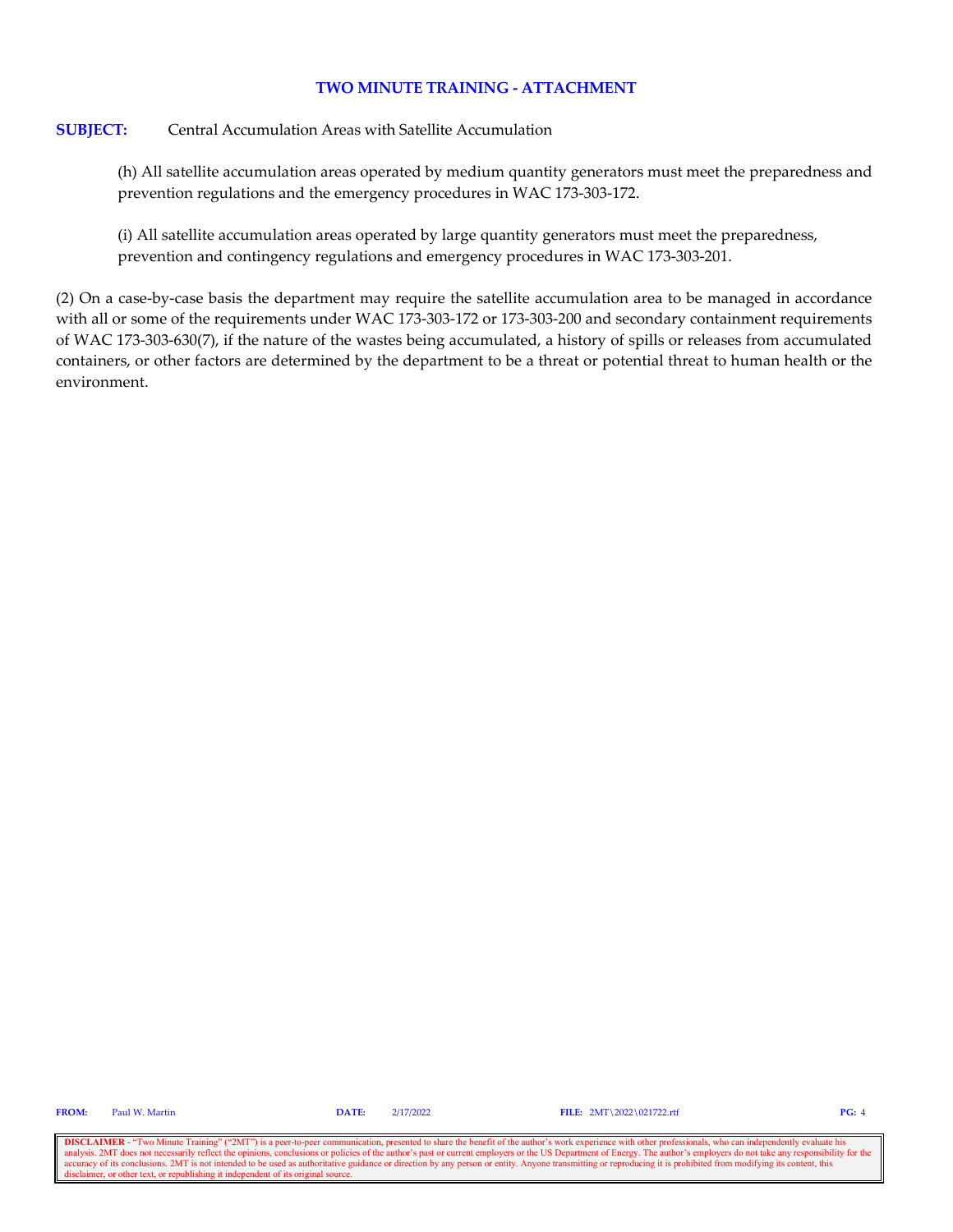**TWO MINUTE TRAINING - ATTACHMENT**

**SUBJECT:** Central Accumulation Areas with Satellite Accumulation

(h) All satellite accumulation areas operated by medium quantity generators must meet the preparedness and prevention regulations and the emergency procedures in WAC 173-303-172.

(i) All satellite accumulation areas operated by large quantity generators must meet the preparedness, prevention and contingency regulations and emergency procedures in WAC 173-303-201.

(2) On a case-by-case basis the department may require the satellite accumulation area to be managed in accordance with all or some of the requirements under WAC 173-303-172 or 173-303-200 and secondary containment requirements of WAC 173-303-630(7), if the nature of the wastes being accumulated, a history of spills or releases from accumulated containers, or other factors are determined by the department to be a threat or potential threat to human health or the environment.